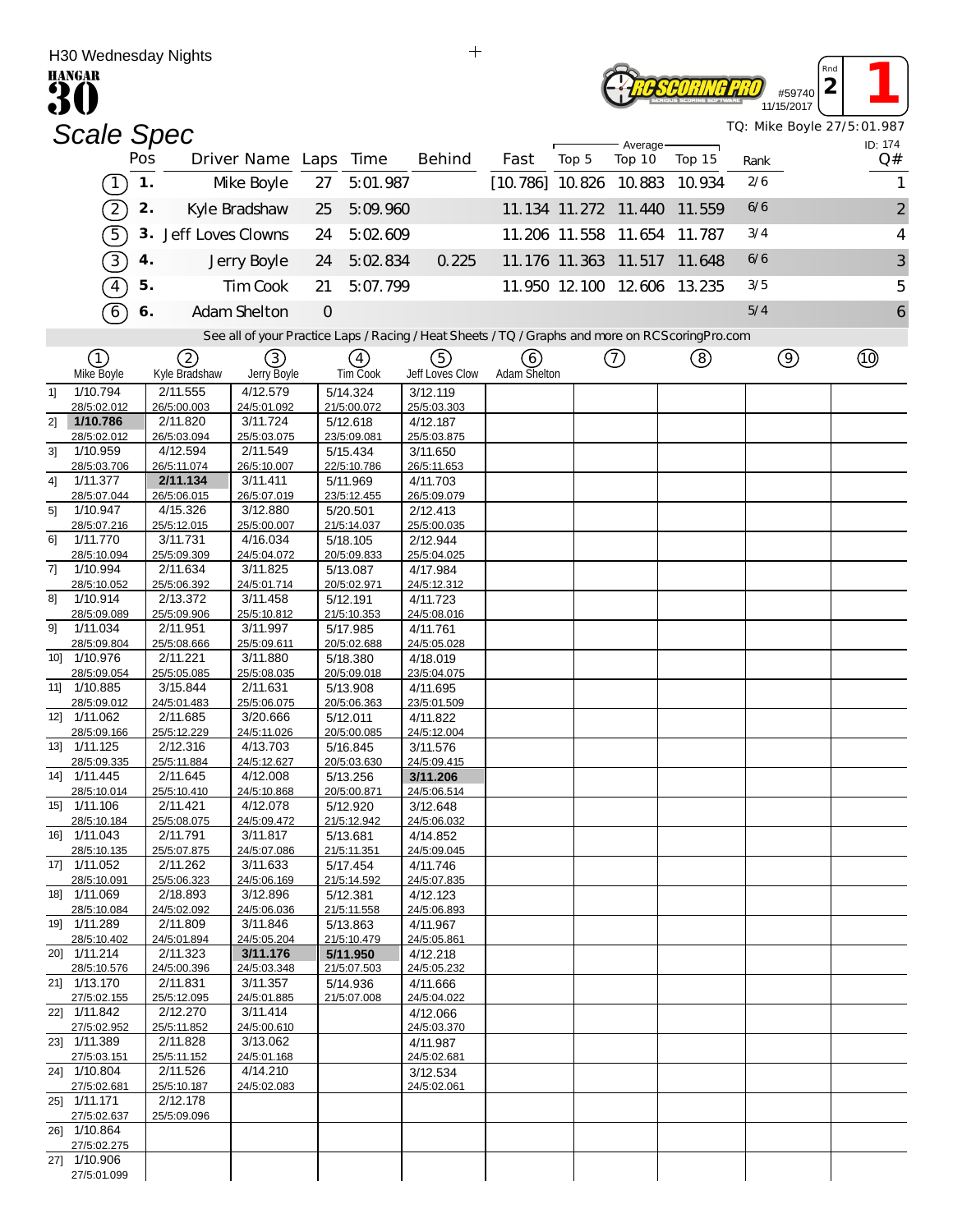H30 Wednesday Nights

HANGAR 30

RC SCORING PRO

#59740 11/15/2017

Rnd 2

**1**

# Scale Spec

TQ: Mike Boyle 27/5:01.987

ID: 174

| | Pos | Driver Name | Laps | Time | Behind | Fast | Top 5 | Average Top 10 | Top 15 | Rank | Q# |
|---|---|---|---|---|---|---|---|---|---|---|---|
| (1) | 1. | Mike Boyle | 27 | 5:01.987 | | [10.786] | 10.826 | 10.883 | 10.934 | 2/6 | 1 |
| (2) | 2. | Kyle Bradshaw | 25 | 5:09.960 | | 11.134 | 11.272 | 11.440 | 11.559 | 6/6 | 2 |
| (5) | 3. | Jeff Loves Clowns | 24 | 5:02.609 | | 11.206 | 11.558 | 11.654 | 11.787 | 3/4 | 4 |
| (3) | 4. | Jerry Boyle | 24 | 5:02.834 | 0.225 | 11.176 | 11.363 | 11.517 | 11.648 | 6/6 | 3 |
| (4) | 5. | Tim Cook | 21 | 5:07.799 | | 11.950 | 12.100 | 12.606 | 13.235 | 3/5 | 5 |
| (6) | 6. | Adam Shelton | 0 | | | | | | | 5/4 | 6 |

See all of your Practice Laps / Racing / Heat Sheets / TQ / Graphs and more on RCScoringPro.com

| | (1) Mike Boyle | (2) Kyle Bradshaw | (3) Jerry Boyle | (4) Tim Cook | (5) Jeff Loves Clow | (6) Adam Shelton | (7) | (8) | (9) | (10) |
|---|---|---|---|---|---|---|---|---|---|---|
| 1] | 1/10.794 28/5:02.012 | 2/11.555 26/5:00.003 | 4/12.579 24/5:01.092 | 5/14.324 21/5:00.072 | 3/12.119 25/5:03.303 | | | | | |
| 2] | **1/10.786** 28/5:02.012 | 2/11.820 26/5:03.094 | 3/11.724 25/5:03.075 | 5/12.618 23/5:09.081 | 4/12.187 25/5:03.875 | | | | | |
| 3] | 1/10.959 28/5:03.706 | 4/12.594 26/5:11.074 | 2/11.549 26/5:10.007 | 5/15.434 22/5:10.786 | 3/11.650 26/5:11.653 | | | | | |
| 4] | 1/11.377 28/5:07.044 | **2/11.134** 26/5:06.015 | 3/11.411 26/5:07.019 | 5/11.969 23/5:12.455 | 4/11.703 26/5:09.079 | | | | | |
| 5] | 1/10.947 28/5:07.216 | 4/15.326 25/5:12.015 | 3/12.880 25/5:00.007 | 5/20.501 21/5:14.037 | 2/12.413 25/5:00.035 | | | | | |
| 6] | 1/11.770 28/5:10.094 | 3/11.731 25/5:09.309 | 4/16.034 24/5:04.072 | 5/18.105 20/5:09.833 | 2/12.944 25/5:04.025 | | | | | |
| 7] | 1/10.994 28/5:10.052 | 2/11.634 25/5:06.392 | 3/11.825 24/5:01.714 | 5/13.087 20/5:02.971 | 4/17.984 24/5:12.312 | | | | | |
| 8] | 1/10.914 28/5:09.089 | 2/13.372 25/5:09.906 | 3/11.458 25/5:10.812 | 5/12.191 21/5:10.353 | 4/11.723 24/5:08.016 | | | | | |
| 9] | 1/11.034 28/5:09.804 | 2/11.951 25/5:08.666 | 3/11.997 25/5:09.611 | 5/17.985 20/5:02.688 | 4/11.761 24/5:05.028 | | | | | |
| 10] | 1/10.976 28/5:09.054 | 2/11.221 25/5:05.085 | 3/11.880 25/5:08.035 | 5/18.380 20/5:09.018 | 4/18.019 23/5:04.075 | | | | | |
| 11] | 1/10.885 28/5:09.012 | 3/15.844 24/5:01.483 | 2/11.631 25/5:06.075 | 5/13.908 20/5:06.363 | 4/11.695 23/5:01.509 | | | | | |
| 12] | 1/11.062 28/5:09.166 | 2/11.685 25/5:12.229 | 3/20.666 24/5:11.026 | 5/12.011 20/5:00.085 | 4/11.822 24/5:12.004 | | | | | |
| 13] | 1/11.125 28/5:09.335 | 2/12.316 25/5:11.884 | 4/13.703 24/5:12.627 | 5/16.845 20/5:03.630 | 3/11.576 24/5:09.415 | | | | | |
| 14] | 1/11.445 28/5:10.014 | 2/11.645 25/5:10.410 | 4/12.008 24/5:10.868 | 5/13.256 20/5:00.871 | **3/11.206** 24/5:06.514 | | | | | |
| 15] | 1/11.106 28/5:10.184 | 2/11.421 25/5:08.075 | 4/12.078 24/5:09.472 | 5/12.920 21/5:12.942 | 3/12.648 24/5:06.032 | | | | | |
| 16] | 1/11.043 28/5:10.135 | 2/11.791 25/5:07.875 | 3/11.817 24/5:07.086 | 5/13.681 21/5:11.351 | 4/14.852 24/5:09.045 | | | | | |
| 17] | 1/11.052 28/5:10.091 | 2/11.262 25/5:06.323 | 3/11.633 24/5:06.169 | 5/17.454 21/5:14.592 | 4/11.746 24/5:07.835 | | | | | |
| 18] | 1/11.069 28/5:10.084 | 2/18.893 24/5:02.092 | 3/12.896 24/5:06.036 | 5/12.381 21/5:11.558 | 4/12.123 24/5:06.893 | | | | | |
| 19] | 1/11.289 28/5:10.402 | 2/11.809 24/5:01.894 | 3/11.846 24/5:05.204 | 5/13.863 21/5:10.479 | 4/11.967 24/5:05.861 | | | | | |
| 20] | 1/11.214 28/5:10.576 | 2/11.323 24/5:00.396 | **3/11.176** 24/5:03.348 | **5/11.950** 21/5:07.503 | 4/12.218 24/5:05.232 | | | | | |
| 21] | 1/13.170 27/5:02.155 | 2/11.831 25/5:12.095 | 3/11.357 24/5:01.885 | 5/14.936 21/5:07.008 | 4/11.666 24/5:04.022 | | | | | |
| 22] | 1/11.842 27/5:02.952 | 2/12.270 25/5:11.852 | 3/11.414 24/5:00.610 | | 4/12.066 24/5:03.370 | | | | | |
| 23] | 1/11.389 27/5:03.151 | 2/11.828 25/5:11.152 | 3/13.062 24/5:01.168 | | 4/11.987 24/5:02.681 | | | | | |
| 24] | 1/10.804 27/5:02.681 | 2/11.526 25/5:10.187 | 4/14.210 24/5:02.083 | | 3/12.534 24/5:02.061 | | | | | |
| 25] | 1/11.171 27/5:02.637 | 2/12.178 25/5:09.096 | | | | | | | | |
| 26] | 1/10.864 27/5:02.275 | | | | | | | | | |
| 27] | 1/10.906 27/5:01.099 | | | | | | | | | |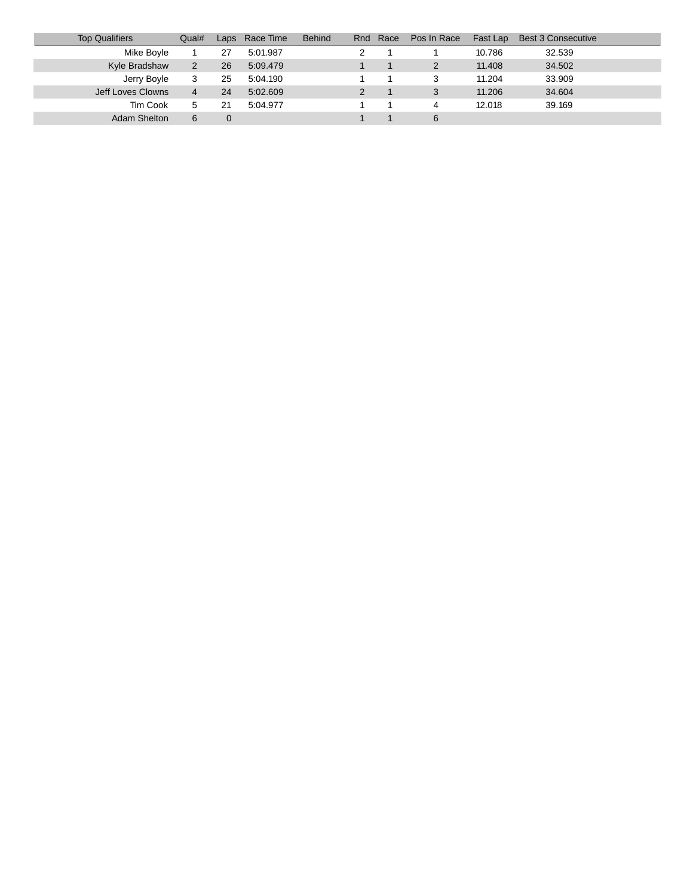| Top Qualifiers | Qual# | Laps | Race Time | Behind | Rnd | Race | Pos In Race | Fast Lap | Best 3 Consecutive |
|---|---|---|---|---|---|---|---|---|---|
| Mike Boyle | 1 | 27 | 5:01.987 | | 2 | 1 | 1 | 10.786 | 32.539 |
| Kyle Bradshaw | 2 | 26 | 5:09.479 | | 1 | 1 | 2 | 11.408 | 34.502 |
| Jerry Boyle | 3 | 25 | 5:04.190 | | 1 | 1 | 3 | 11.204 | 33.909 |
| Jeff Loves Clowns | 4 | 24 | 5:02.609 | | 2 | 1 | 3 | 11.206 | 34.604 |
| Tim Cook | 5 | 21 | 5:04.977 | | 1 | 1 | 4 | 12.018 | 39.169 |
| Adam Shelton | 6 | 0 | | | 1 | 1 | 6 | | |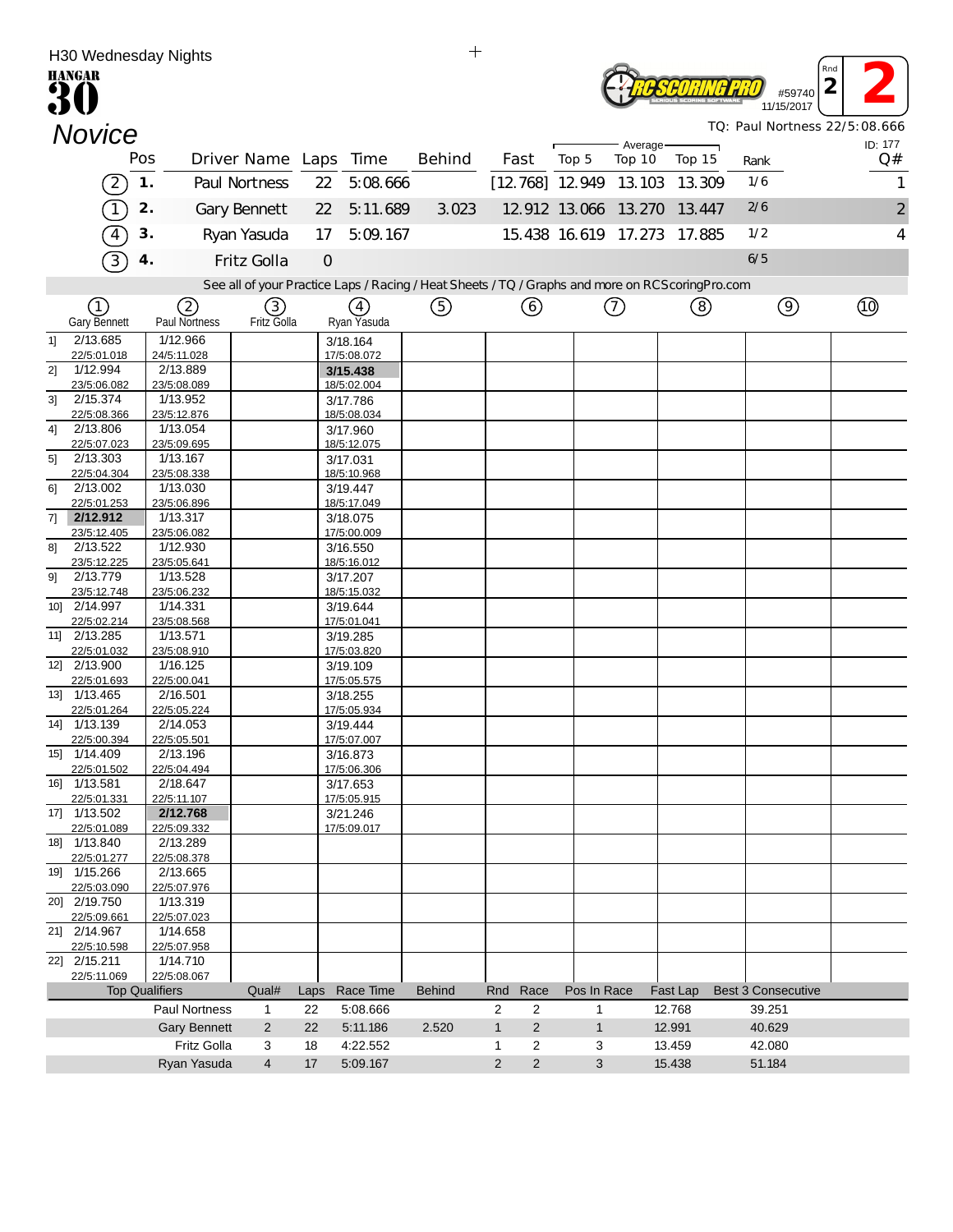H30 Wednesday Nights

HANGAR 30

RC SCORING PRO

#59740
11/15/2017

Rnd 2

2

# Novice

TQ: Paul Nortness 22/5:08.666

ID: 177

| | Pos | Driver Name | Laps | Time | Behind | Fast | Average Top 5 | Top 10 | Top 15 | Rank | Q# |
|---|---|---|---|---|---|---|---|---|---|---|---|
| (2) | 1. | Paul Nortness | 22 | 5:08.666 | | [12.768] | 12.949 | 13.103 | 13.309 | 1/6 | 1 |
| (1) | 2. | Gary Bennett | 22 | 5:11.689 | 3.023 | 12.912 | 13.066 | 13.270 | 13.447 | 2/6 | 2 |
| (4) | 3. | Ryan Yasuda | 17 | 5:09.167 | | 15.438 | 16.619 | 17.273 | 17.885 | 1/2 | 4 |
| (3) | 4. | Fritz Golla | 0 | | | | | | | 6/5 | |

See all of your Practice Laps / Racing / Heat Sheets / TQ / Graphs and more on RCScoringPro.com

| | (1) Gary Bennett | (2) Paul Nortness | (3) Fritz Golla | (4) Ryan Yasuda | (5) | (6) | (7) | (8) | (9) | (10) |
|---|---|---|---|---|---|---|---|---|---|---|
| 1] | 2/13.685 22/5:01.018 | 1/12.966 24/5:11.028 | | 3/18.164 17/5:08.072 | | | | | | |
| 2] | 1/12.994 23/5:06.082 | 2/13.889 23/5:08.089 | | **3/15.438** 18/5:02.004 | | | | | | |
| 3] | 2/15.374 22/5:08.366 | 1/13.952 23/5:12.876 | | 3/17.786 18/5:08.034 | | | | | | |
| 4] | 2/13.806 22/5:07.023 | 1/13.054 23/5:09.695 | | 3/17.960 18/5:12.075 | | | | | | |
| 5] | 2/13.303 22/5:04.304 | 1/13.167 23/5:08.338 | | 3/17.031 18/5:10.968 | | | | | | |
| 6] | 2/13.002 22/5:01.253 | 1/13.030 23/5:06.896 | | 3/19.447 18/5:17.049 | | | | | | |
| 7] | **2/12.912** 23/5:12.405 | 1/13.317 23/5:06.082 | | 3/18.075 17/5:00.009 | | | | | | |
| 8] | 2/13.522 23/5:12.225 | 1/12.930 23/5:05.641 | | 3/16.550 18/5:16.012 | | | | | | |
| 9] | 2/13.779 23/5:12.748 | 1/13.528 23/5:06.232 | | 3/17.207 18/5:15.032 | | | | | | |
| 10] | 2/14.997 22/5:02.214 | 1/14.331 23/5:08.568 | | 3/19.644 17/5:01.041 | | | | | | |
| 11] | 2/13.285 22/5:01.032 | 1/13.571 23/5:08.910 | | 3/19.285 17/5:03.820 | | | | | | |
| 12] | 2/13.900 22/5:01.693 | 1/16.125 22/5:00.041 | | 3/19.109 17/5:05.575 | | | | | | |
| 13] | 1/13.465 22/5:01.264 | 2/16.501 22/5:05.224 | | 3/18.255 17/5:05.934 | | | | | | |
| 14] | 1/13.139 22/5:00.394 | 2/14.053 22/5:05.501 | | 3/19.444 17/5:07.007 | | | | | | |
| 15] | 1/14.409 22/5:01.502 | 2/13.196 22/5:04.494 | | 3/16.873 17/5:06.306 | | | | | | |
| 16] | 1/13.581 22/5:01.331 | 2/18.647 22/5:11.107 | | 3/17.653 17/5:05.915 | | | | | | |
| 17] | 1/13.502 22/5:01.089 | **2/12.768** 22/5:09.332 | | 3/21.246 17/5:09.017 | | | | | | |
| 18] | 1/13.840 22/5:01.277 | 2/13.289 22/5:08.378 | | | | | | | | |
| 19] | 1/15.266 22/5:03.090 | 2/13.665 22/5:07.976 | | | | | | | | |
| 20] | 2/19.750 22/5:09.661 | 1/13.319 22/5:07.023 | | | | | | | | |
| 21] | 2/14.967 22/5:10.598 | 1/14.658 22/5:07.958 | | | | | | | | |
| 22] | 2/15.211 22/5:11.069 | 1/14.710 22/5:08.067 | | | | | | | | |

| Top Qualifiers | Qual# | Laps | Race Time | Behind | Rnd | Race | Pos In Race | Fast Lap | Best 3 Consecutive |
|---|---|---|---|---|---|---|---|---|---|
| Paul Nortness | 1 | 22 | 5:08.666 | | 2 | 2 | 1 | 12.768 | 39.251 |
| Gary Bennett | 2 | 22 | 5:11.186 | 2.520 | 1 | 2 | 1 | 12.991 | 40.629 |
| Fritz Golla | 3 | 18 | 4:22.552 | | 1 | 2 | 3 | 13.459 | 42.080 |
| Ryan Yasuda | 4 | 17 | 5:09.167 | | 2 | 2 | 3 | 15.438 | 51.184 |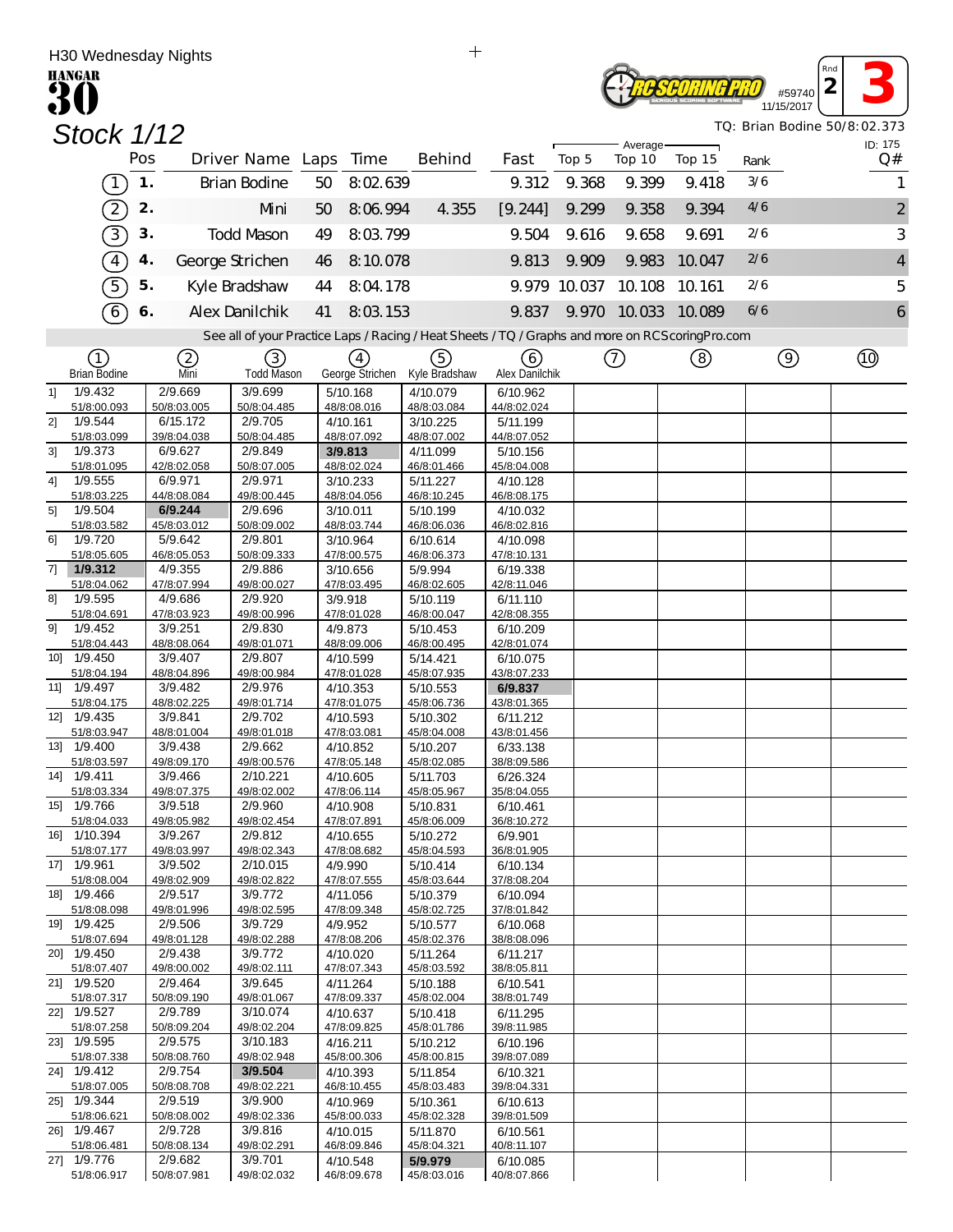H30 Wednesday Nights

HANGAR 30

RC SCORING PRO #59740 11/15/2017

Rnd 2 | 3

# Stock 1/12

TQ: Brian Bodine 50/8:02.373

ID: 175

| | Pos | Driver Name | Laps | Time | Behind | Fast | Average Top 5 | Average Top 10 | Average Top 15 | Rank | Q# |
|---|---|---|---|---|---|---|---|---|---|---|---|
| (1) | 1. | Brian Bodine | 50 | 8:02.639 | | 9.312 | 9.368 | 9.399 | 9.418 | 3/6 | 1 |
| (2) | 2. | Mini | 50 | 8:06.994 | 4.355 | [9.244] | 9.299 | 9.358 | 9.394 | 4/6 | 2 |
| (3) | 3. | Todd Mason | 49 | 8:03.799 | | 9.504 | 9.616 | 9.658 | 9.691 | 2/6 | 3 |
| (4) | 4. | George Strichen | 46 | 8:10.078 | | 9.813 | 9.909 | 9.983 | 10.047 | 2/6 | 4 |
| (5) | 5. | Kyle Bradshaw | 44 | 8:04.178 | | 9.979 | 10.037 | 10.108 | 10.161 | 2/6 | 5 |
| (6) | 6. | Alex Danilchik | 41 | 8:03.153 | | 9.837 | 9.970 | 10.033 | 10.089 | 6/6 | 6 |

See all of your Practice Laps / Racing / Heat Sheets / TQ / Graphs and more on RCScoringPro.com

| | (1) Brian Bodine | (2) Mini | (3) Todd Mason | (4) George Strichen | (5) Kyle Bradshaw | (6) Alex Danilchik | (7) | (8) | (9) | (10) |
|---|---|---|---|---|---|---|---|---|---|---|
| 1] | 1/9.432 51/8:00.093 | 2/9.669 50/8:03.005 | 3/9.699 50/8:04.485 | 5/10.168 48/8:08.016 | 4/10.079 48/8:03.084 | 6/10.962 44/8:02.024 | | | | |
| 2] | 1/9.544 51/8:03.099 | 6/15.172 39/8:04.038 | 2/9.705 50/8:04.485 | 4/10.161 48/8:07.092 | 3/10.225 48/8:07.002 | 5/11.199 44/8:07.052 | | | | |
| 3] | 1/9.373 51/8:01.095 | 6/9.627 42/8:02.058 | 2/9.849 50/8:07.005 | **3/9.813** 48/8:02.024 | 4/11.099 46/8:01.466 | 5/10.156 45/8:04.008 | | | | |
| 4] | 1/9.555 51/8:03.225 | 6/9.971 44/8:08.084 | 2/9.971 49/8:00.445 | 3/10.233 48/8:04.056 | 5/11.227 46/8:10.245 | 4/10.128 46/8:08.175 | | | | |
| 5] | 1/9.504 51/8:03.582 | **6/9.244** 45/8:03.012 | 2/9.696 50/8:09.002 | 3/10.011 48/8:03.744 | 5/10.199 46/8:06.036 | 4/10.032 46/8:02.816 | | | | |
| 6] | 1/9.720 51/8:05.605 | 5/9.642 46/8:05.053 | 2/9.801 50/8:09.333 | 3/10.964 47/8:00.575 | 6/10.614 46/8:06.373 | 4/10.098 47/8:10.131 | | | | |
| 7] | **1/9.312** 51/8:04.062 | 4/9.355 47/8:07.994 | 2/9.886 49/8:00.027 | 3/10.656 47/8:03.495 | 5/9.994 46/8:02.605 | 6/19.338 42/8:11.046 | | | | |
| 8] | 1/9.595 51/8:04.691 | 4/9.686 47/8:03.923 | 2/9.920 49/8:00.996 | 3/9.918 47/8:01.028 | 5/10.119 46/8:00.047 | 6/11.110 42/8:08.355 | | | | |
| 9] | 1/9.452 51/8:04.443 | 3/9.251 48/8:08.064 | 2/9.830 49/8:01.071 | 4/9.873 48/8:09.006 | 5/10.453 46/8:00.495 | 6/10.209 42/8:01.074 | | | | |
| 10] | 1/9.450 51/8:04.194 | 3/9.407 48/8:04.896 | 2/9.807 49/8:00.984 | 4/10.599 47/8:01.028 | 5/14.421 45/8:07.935 | 6/10.075 43/8:07.233 | | | | |
| 11] | 1/9.497 51/8:04.175 | 3/9.482 48/8:02.225 | 2/9.976 49/8:01.714 | 4/10.353 47/8:01.075 | 5/10.553 45/8:06.736 | **6/9.837** 43/8:01.365 | | | | |
| 12] | 1/9.435 51/8:03.947 | 3/9.841 48/8:01.004 | 2/9.702 49/8:01.018 | 4/10.593 47/8:03.081 | 5/10.302 45/8:04.008 | 6/11.212 43/8:01.456 | | | | |
| 13] | 1/9.400 51/8:03.597 | 3/9.438 49/8:09.170 | 2/9.662 49/8:00.576 | 4/10.852 47/8:05.148 | 5/10.207 45/8:02.085 | 6/33.138 38/8:09.586 | | | | |
| 14] | 1/9.411 51/8:03.334 | 3/9.466 49/8:07.375 | 2/10.221 49/8:02.002 | 4/10.605 47/8:06.114 | 5/11.703 45/8:05.967 | 6/26.324 35/8:04.055 | | | | |
| 15] | 1/9.766 51/8:04.033 | 3/9.518 49/8:05.982 | 2/9.960 49/8:02.454 | 4/10.908 47/8:07.891 | 5/10.831 45/8:06.009 | 6/10.461 36/8:10.272 | | | | |
| 16] | 1/10.394 51/8:07.177 | 3/9.267 49/8:03.997 | 2/9.812 49/8:02.343 | 4/10.655 47/8:08.682 | 5/10.272 45/8:04.593 | 6/9.901 36/8:01.905 | | | | |
| 17] | 1/9.961 51/8:08.004 | 3/9.502 49/8:02.909 | 2/10.015 49/8:02.822 | 4/9.990 47/8:07.555 | 5/10.414 45/8:03.644 | 6/10.134 37/8:08.204 | | | | |
| 18] | 1/9.466 51/8:08.098 | 2/9.517 49/8:01.996 | 3/9.772 49/8:02.595 | 4/11.056 47/8:09.348 | 5/10.379 45/8:02.725 | 6/10.094 37/8:01.842 | | | | |
| 19] | 1/9.425 51/8:07.694 | 2/9.506 49/8:01.128 | 3/9.729 49/8:02.288 | 4/9.952 47/8:08.206 | 5/10.577 45/8:02.376 | 6/10.068 38/8:08.096 | | | | |
| 20] | 1/9.450 51/8:07.407 | 2/9.438 49/8:00.002 | 3/9.772 49/8:02.111 | 4/10.020 47/8:07.343 | 5/11.264 45/8:03.592 | 6/11.217 38/8:05.811 | | | | |
| 21] | 1/9.520 51/8:07.317 | 2/9.464 50/8:09.190 | 3/9.645 49/8:01.067 | 4/11.264 47/8:09.337 | 5/10.188 45/8:02.004 | 6/10.541 38/8:01.749 | | | | |
| 22] | 1/9.527 51/8:07.258 | 2/9.789 50/8:09.204 | 3/10.074 49/8:02.204 | 4/10.637 47/8:09.825 | 5/10.418 45/8:01.786 | 6/11.295 39/8:11.985 | | | | |
| 23] | 1/9.595 51/8:07.338 | 2/9.575 50/8:08.760 | 3/10.183 49/8:02.948 | 4/16.211 45/8:00.306 | 5/10.212 45/8:00.815 | 6/10.196 39/8:07.089 | | | | |
| 24] | 1/9.412 51/8:07.005 | 2/9.754 50/8:08.708 | **3/9.504** 49/8:02.221 | 4/10.393 46/8:10.455 | 5/11.854 45/8:03.483 | 6/10.321 39/8:04.331 | | | | |
| 25] | 1/9.344 51/8:06.621 | 2/9.519 50/8:08.002 | 3/9.900 49/8:02.336 | 4/10.969 45/8:00.033 | 5/10.361 45/8:02.328 | 6/10.613 39/8:01.509 | | | | |
| 26] | 1/9.467 51/8:06.481 | 2/9.728 50/8:08.134 | 3/9.816 49/8:02.291 | 4/10.015 46/8:09.846 | 5/11.870 45/8:04.321 | 6/10.561 40/8:11.107 | | | | |
| 27] | 1/9.776 51/8:06.917 | 2/9.682 50/8:07.981 | 3/9.701 49/8:02.032 | 4/10.548 46/8:09.678 | **5/9.979** 45/8:03.016 | 6/10.085 40/8:07.866 | | | | |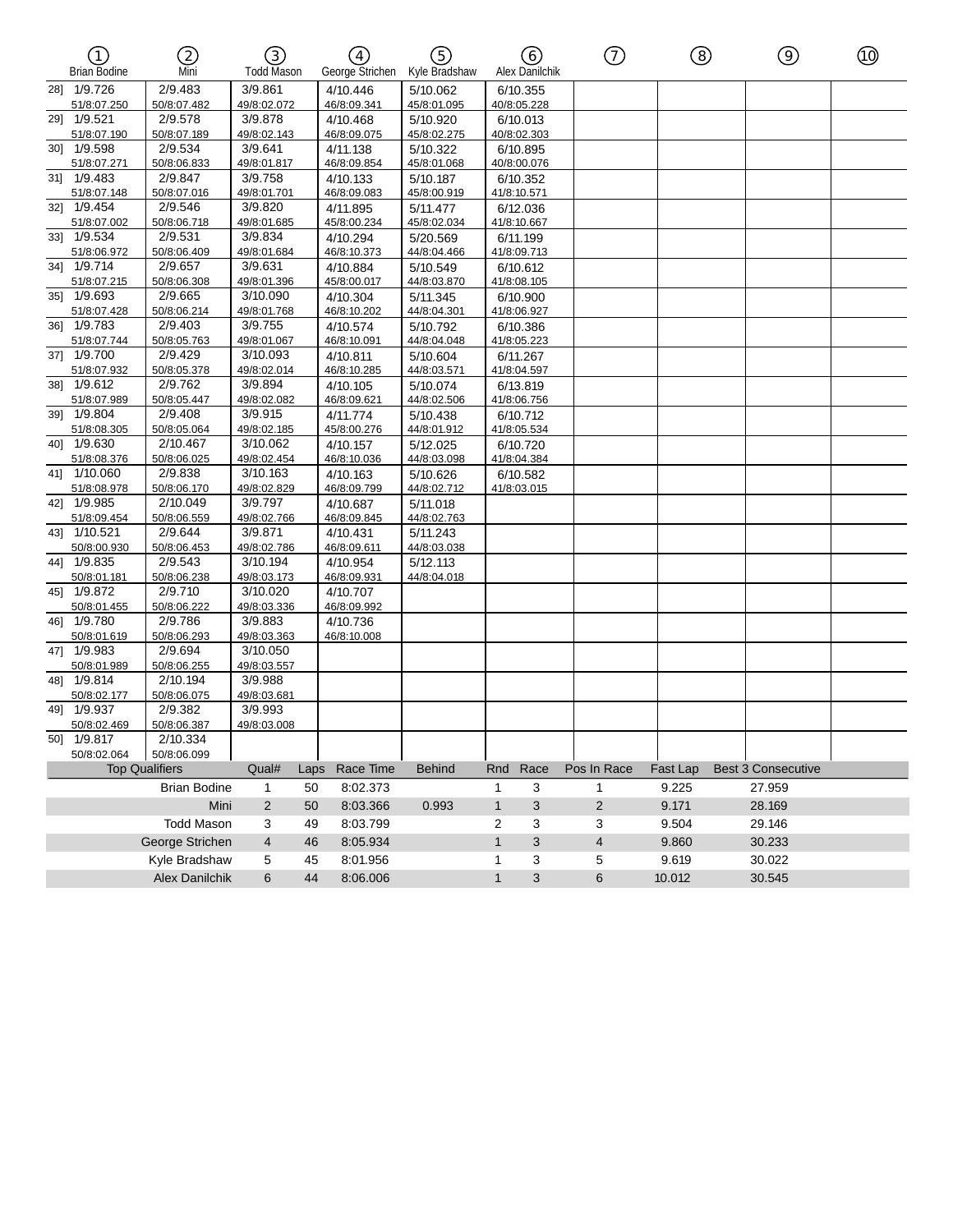| | ① Brian Bodine | ② Mini | ③ Todd Mason | ④ George Strichen | ⑤ Kyle Bradshaw | ⑥ Alex Danilchik | ⑦ | ⑧ | ⑨ | ⑩ |
|---|---|---|---|---|---|---|---|---|---|---|
| 28] | 1/9.726 51/8:07.250 | 2/9.483 50/8:07.482 | 3/9.861 49/8:02.072 | 4/10.446 46/8:09.341 | 5/10.062 45/8:01.095 | 6/10.355 40/8:05.228 | | | | |
| 29] | 1/9.521 51/8:07.190 | 2/9.578 50/8:07.189 | 3/9.878 49/8:02.143 | 4/10.468 46/8:09.075 | 5/10.920 45/8:02.275 | 6/10.013 40/8:02.303 | | | | |
| 30] | 1/9.598 51/8:07.271 | 2/9.534 50/8:06.833 | 3/9.641 49/8:01.817 | 4/11.138 46/8:09.854 | 5/10.322 45/8:01.068 | 6/10.895 40/8:00.076 | | | | |
| 31] | 1/9.483 51/8:07.148 | 2/9.847 50/8:07.016 | 3/9.758 49/8:01.701 | 4/10.133 46/8:09.083 | 5/10.187 45/8:00.919 | 6/10.352 41/8:10.571 | | | | |
| 32] | 1/9.454 51/8:07.002 | 2/9.546 50/8:06.718 | 3/9.820 49/8:01.685 | 4/11.895 45/8:00.234 | 5/11.477 45/8:02.034 | 6/12.036 41/8:10.667 | | | | |
| 33] | 1/9.534 51/8:06.972 | 2/9.531 50/8:06.409 | 3/9.834 49/8:01.684 | 4/10.294 46/8:10.373 | 5/20.569 44/8:04.466 | 6/11.199 41/8:09.713 | | | | |
| 34] | 1/9.714 51/8:07.215 | 2/9.657 50/8:06.308 | 3/9.631 49/8:01.396 | 4/10.884 45/8:00.017 | 5/10.549 44/8:03.870 | 6/10.612 41/8:08.105 | | | | |
| 35] | 1/9.693 51/8:07.428 | 2/9.665 50/8:06.214 | 3/10.090 49/8:01.768 | 4/10.304 46/8:10.202 | 5/11.345 44/8:04.301 | 6/10.900 41/8:06.927 | | | | |
| 36] | 1/9.783 51/8:07.744 | 2/9.403 50/8:05.763 | 3/9.755 49/8:01.067 | 4/10.574 46/8:10.091 | 5/10.792 44/8:04.048 | 6/10.386 41/8:05.223 | | | | |
| 37] | 1/9.700 51/8:07.932 | 2/9.429 50/8:05.378 | 3/10.093 49/8:02.014 | 4/10.811 46/8:10.285 | 5/10.604 44/8:03.571 | 6/11.267 41/8:04.597 | | | | |
| 38] | 1/9.612 51/8:07.989 | 2/9.762 50/8:05.447 | 3/9.894 49/8:02.082 | 4/10.105 46/8:09.621 | 5/10.074 44/8:02.506 | 6/13.819 41/8:06.756 | | | | |
| 39] | 1/9.804 51/8:08.305 | 2/9.408 50/8:05.064 | 3/9.915 49/8:02.185 | 4/11.774 45/8:00.276 | 5/10.438 44/8:01.912 | 6/10.712 41/8:05.534 | | | | |
| 40] | 1/9.630 51/8:08.376 | 2/10.467 50/8:06.025 | 3/10.062 49/8:02.454 | 4/10.157 46/8:10.036 | 5/12.025 44/8:03.098 | 6/10.720 41/8:04.384 | | | | |
| 41] | 1/10.060 51/8:08.978 | 2/9.838 50/8:06.170 | 3/10.163 49/8:02.829 | 4/10.163 46/8:09.799 | 5/10.626 44/8:02.712 | 6/10.582 41/8:03.015 | | | | |
| 42] | 1/9.985 51/8:09.454 | 2/10.049 50/8:06.559 | 3/9.797 49/8:02.766 | 4/10.687 46/8:09.845 | 5/11.018 44/8:02.763 | | | | | |
| 43] | 1/10.521 50/8:00.930 | 2/9.644 50/8:06.453 | 3/9.871 49/8:02.786 | 4/10.431 46/8:09.611 | 5/11.243 44/8:03.038 | | | | | |
| 44] | 1/9.835 50/8:01.181 | 2/9.543 50/8:06.238 | 3/10.194 49/8:03.173 | 4/10.954 46/8:09.931 | 5/12.113 44/8:04.018 | | | | | |
| 45] | 1/9.872 50/8:01.455 | 2/9.710 50/8:06.222 | 3/10.020 49/8:03.336 | 4/10.707 46/8:09.992 | | | | | | |
| 46] | 1/9.780 50/8:01.619 | 2/9.786 50/8:06.293 | 3/9.883 49/8:03.363 | 4/10.736 46/8:10.008 | | | | | | |
| 47] | 1/9.983 50/8:01.989 | 2/9.694 50/8:06.255 | 3/10.050 49/8:03.557 | | | | | | | |
| 48] | 1/9.814 50/8:02.177 | 2/10.194 50/8:06.075 | 3/9.988 49/8:03.681 | | | | | | | |
| 49] | 1/9.937 50/8:02.469 | 2/9.382 50/8:06.387 | 3/9.993 49/8:03.008 | | | | | | | |
| 50] | 1/9.817 50/8:02.064 | 2/10.334 50/8:06.099 | | | | | | | | |

| Top Qualifiers | Qual# | Laps | Race Time | Behind | Rnd | Race | Pos In Race | Fast Lap | Best 3 Consecutive |
|---|---|---|---|---|---|---|---|---|---|
| Brian Bodine | 1 | 50 | 8:02.373 | | 1 | 3 | 1 | 9.225 | 27.959 |
| Mini | 2 | 50 | 8:03.366 | 0.993 | 1 | 3 | 2 | 9.171 | 28.169 |
| Todd Mason | 3 | 49 | 8:03.799 | | 2 | 3 | 3 | 9.504 | 29.146 |
| George Strichen | 4 | 46 | 8:05.934 | | 1 | 3 | 4 | 9.860 | 30.233 |
| Kyle Bradshaw | 5 | 45 | 8:01.956 | | 1 | 3 | 5 | 9.619 | 30.022 |
| Alex Danilchik | 6 | 44 | 8:06.006 | | 1 | 3 | 6 | 10.012 | 30.545 |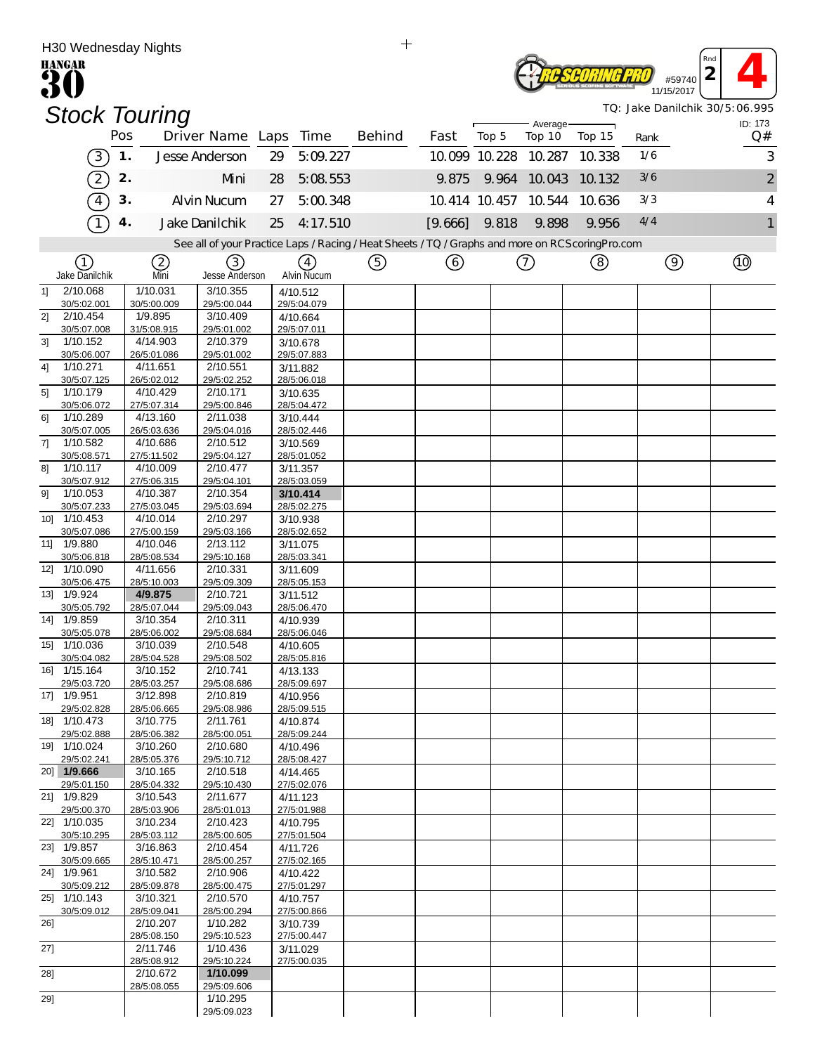H30 Wednesday Nights

HANGAR 30

RC SCORING PRO

#59740 11/15/2017

Rnd 2 | 4

# Stock Touring

TQ: Jake Danilchik 30/5:06.995

ID: 173

| | Pos | Driver Name | Laps | Time | Behind | Fast | Average Top 5 | Average Top 10 | Average Top 15 | Rank | Q# |
|---|---|---|---|---|---|---|---|---|---|---|---|
| (3) | 1. | Jesse Anderson | 29 | 5:09.227 | | 10.099 | 10.228 | 10.287 | 10.338 | 1/6 | 3 |
| (2) | 2. | Mini | 28 | 5:08.553 | | 9.875 | 9.964 | 10.043 | 10.132 | 3/6 | 2 |
| (4) | 3. | Alvin Nucum | 27 | 5:00.348 | | 10.414 | 10.457 | 10.544 | 10.636 | 3/3 | 4 |
| (1) | 4. | Jake Danilchik | 25 | 4:17.510 | | [9.666] | 9.818 | 9.898 | 9.956 | 4/4 | 1 |

See all of your Practice Laps / Racing / Heat Sheets / TQ / Graphs and more on RCScoringPro.com

| | (1) Jake Danilchik | (2) Mini | (3) Jesse Anderson | (4) Alvin Nucum | (5) | (6) | (7) | (8) | (9) | (10) |
|---|---|---|---|---|---|---|---|---|---|---|
| 1] | 2/10.068 30/5:02.001 | 1/10.031 30/5:00.009 | 3/10.355 29/5:00.044 | 4/10.512 29/5:04.079 | | | | | | |
| 2] | 2/10.454 30/5:07.008 | 1/9.895 31/5:08.915 | 3/10.409 29/5:01.002 | 4/10.664 29/5:07.011 | | | | | | |
| 3] | 1/10.152 30/5:06.007 | 4/14.903 26/5:01.086 | 2/10.379 29/5:01.002 | 3/10.678 29/5:07.883 | | | | | | |
| 4] | 1/10.271 30/5:07.125 | 4/11.651 26/5:02.012 | 2/10.551 29/5:02.252 | 3/11.882 28/5:06.018 | | | | | | |
| 5] | 1/10.179 30/5:06.072 | 4/10.429 27/5:07.314 | 2/10.171 29/5:00.846 | 3/10.635 28/5:04.472 | | | | | | |
| 6] | 1/10.289 30/5:07.005 | 4/13.160 26/5:03.636 | 2/11.038 29/5:04.016 | 3/10.444 28/5:02.446 | | | | | | |
| 7] | 1/10.582 30/5:08.571 | 4/10.686 27/5:11.502 | 2/10.512 29/5:04.127 | 3/10.569 28/5:01.052 | | | | | | |
| 8] | 1/10.117 30/5:07.912 | 4/10.009 27/5:06.315 | 2/10.477 29/5:04.101 | 3/11.357 28/5:03.059 | | | | | | |
| 9] | 1/10.053 30/5:07.233 | 4/10.387 27/5:03.045 | 2/10.354 29/5:03.694 | **3/10.414** 28/5:02.275 | | | | | | |
| 10] | 1/10.453 30/5:07.086 | 4/10.014 27/5:00.159 | 2/10.297 29/5:03.166 | 3/10.938 28/5:02.652 | | | | | | |
| 11] | 1/9.880 30/5:06.818 | 4/10.046 28/5:08.534 | 2/13.112 29/5:10.168 | 3/11.075 28/5:03.341 | | | | | | |
| 12] | 1/10.090 30/5:06.475 | 4/11.656 28/5:10.003 | 2/10.331 29/5:09.309 | 3/11.609 28/5:05.153 | | | | | | |
| 13] | 1/9.924 30/5:05.792 | **4/9.875** 28/5:07.044 | 2/10.721 29/5:09.043 | 3/11.512 28/5:06.470 | | | | | | |
| 14] | 1/9.859 30/5:05.078 | 3/10.354 28/5:06.002 | 2/10.311 29/5:08.684 | 4/10.939 28/5:06.046 | | | | | | |
| 15] | 1/10.036 30/5:04.082 | 3/10.039 28/5:04.528 | 2/10.548 29/5:08.502 | 4/10.605 28/5:05.816 | | | | | | |
| 16] | 1/15.164 29/5:03.720 | 3/10.152 28/5:03.257 | 2/10.741 29/5:08.686 | 4/13.133 28/5:09.697 | | | | | | |
| 17] | 1/9.951 29/5:02.828 | 3/12.898 28/5:06.665 | 2/10.819 29/5:08.986 | 4/10.956 28/5:09.515 | | | | | | |
| 18] | 1/10.473 29/5:02.888 | 3/10.775 28/5:06.382 | 2/11.761 28/5:00.051 | 4/10.874 28/5:09.244 | | | | | | |
| 19] | 1/10.024 29/5:02.241 | 3/10.260 28/5:05.376 | 2/10.680 29/5:10.712 | 4/10.496 28/5:08.427 | | | | | | |
| 20] | **1/9.666** 29/5:01.150 | 3/10.165 28/5:04.332 | 2/10.518 29/5:10.430 | 4/14.465 27/5:02.076 | | | | | | |
| 21] | 1/9.829 29/5:00.370 | 3/10.543 28/5:03.906 | 2/11.677 28/5:01.013 | 4/11.123 27/5:01.988 | | | | | | |
| 22] | 1/10.035 30/5:10.295 | 3/10.234 28/5:03.112 | 2/10.423 28/5:00.605 | 4/10.795 27/5:01.504 | | | | | | |
| 23] | 1/9.857 30/5:09.665 | 3/16.863 28/5:10.471 | 2/10.454 28/5:00.257 | 4/11.726 27/5:02.165 | | | | | | |
| 24] | 1/9.961 30/5:09.212 | 3/10.582 28/5:09.878 | 2/10.906 28/5:00.475 | 4/10.422 27/5:01.297 | | | | | | |
| 25] | 1/10.143 30/5:09.012 | 3/10.321 28/5:09.041 | 2/10.570 28/5:00.294 | 4/10.757 27/5:00.866 | | | | | | |
| 26] | | 2/10.207 28/5:08.150 | 1/10.282 29/5:10.523 | 3/10.739 27/5:00.447 | | | | | | |
| 27] | | 2/11.746 28/5:08.912 | 1/10.436 29/5:10.224 | 3/11.029 27/5:00.035 | | | | | | |
| 28] | | 2/10.672 28/5:08.055 | **1/10.099** 29/5:09.606 | | | | | | | |
| 29] | | | 1/10.295 29/5:09.023 | | | | | | | |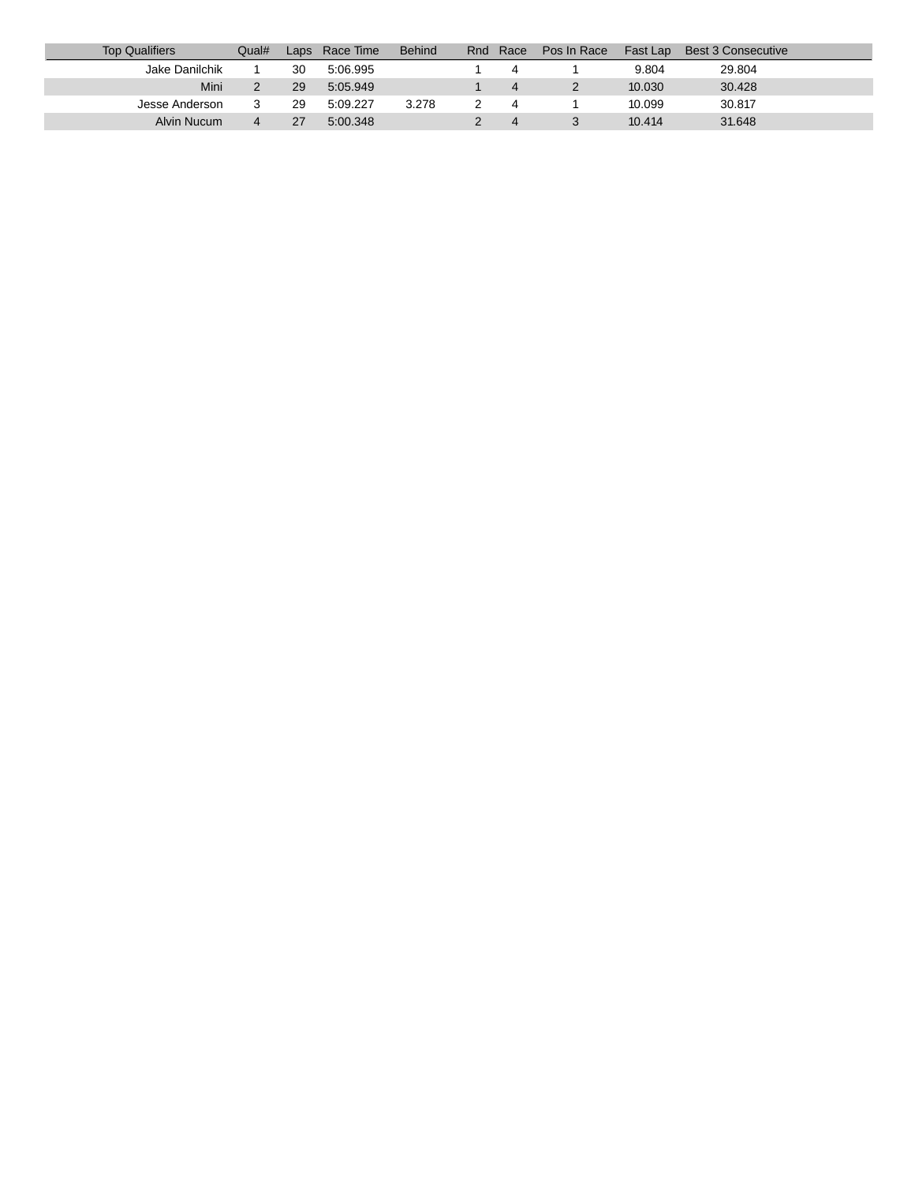| Top Qualifiers | Qual# | Laps | Race Time | Behind | Rnd | Race | Pos In Race | Fast Lap | Best 3 Consecutive |
|---|---|---|---|---|---|---|---|---|---|
| Jake Danilchik | 1 | 30 | 5:06.995 | | 1 | 4 | 1 | 9.804 | 29.804 |
| Mini | 2 | 29 | 5:05.949 | | 1 | 4 | 2 | 10.030 | 30.428 |
| Jesse Anderson | 3 | 29 | 5:09.227 | 3.278 | 2 | 4 | 1 | 10.099 | 30.817 |
| Alvin Nucum | 4 | 27 | 5:00.348 | | 2 | 4 | 3 | 10.414 | 31.648 |